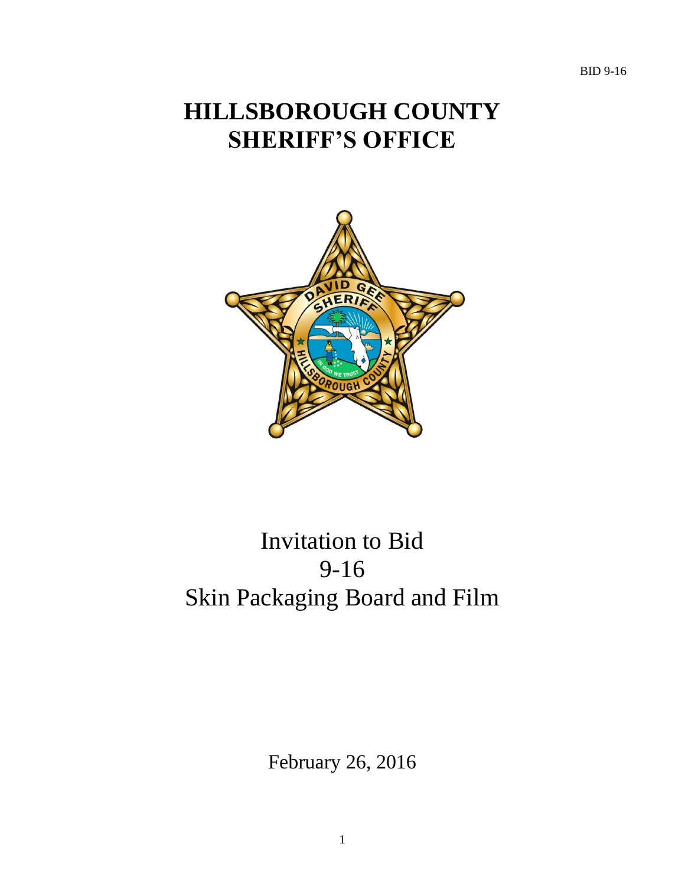BID 9-16

# HILLSBOROUGH COUNTY SHERIFF'S OFFICE

Invitation to Bid
9-16
Skin Packaging Board and Film

February 26, 2016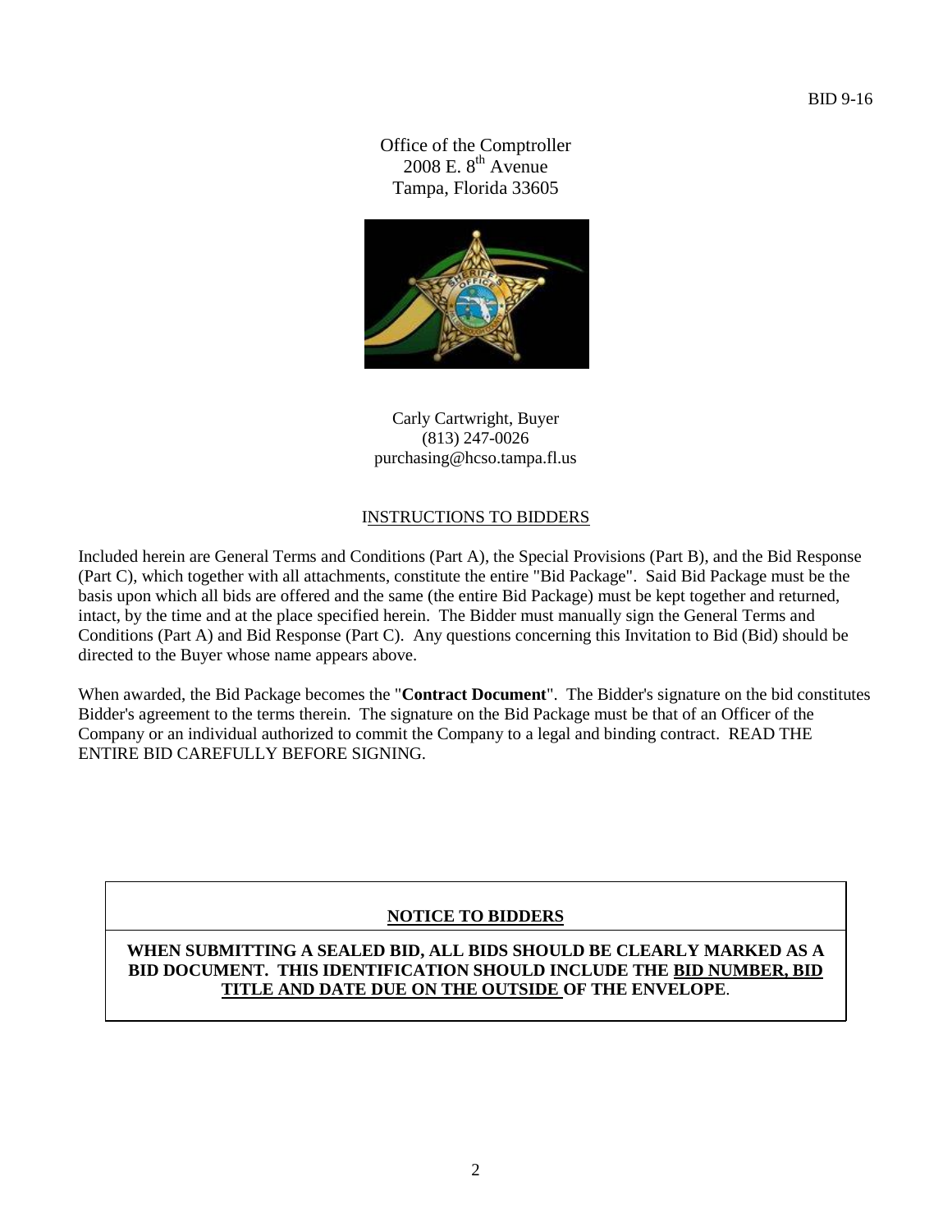BID 9-16

Office of the Comptroller
2008 E. 8th Avenue
Tampa, Florida 33605

Carly Cartwright, Buyer
(813) 247-0026
purchasing@hcso.tampa.fl.us

## INSTRUCTIONS TO BIDDERS

Included herein are General Terms and Conditions (Part A), the Special Provisions (Part B), and the Bid Response (Part C), which together with all attachments, constitute the entire "Bid Package". Said Bid Package must be the basis upon which all bids are offered and the same (the entire Bid Package) must be kept together and returned, intact, by the time and at the place specified herein. The Bidder must manually sign the General Terms and Conditions (Part A) and Bid Response (Part C). Any questions concerning this Invitation to Bid (Bid) should be directed to the Buyer whose name appears above.

When awarded, the Bid Package becomes the "**Contract Document**". The Bidder's signature on the bid constitutes Bidder's agreement to the terms therein. The signature on the Bid Package must be that of an Officer of the Company or an individual authorized to commit the Company to a legal and binding contract. READ THE ENTIRE BID CAREFULLY BEFORE SIGNING.

**NOTICE TO BIDDERS**

**WHEN SUBMITTING A SEALED BID, ALL BIDS SHOULD BE CLEARLY MARKED AS A BID DOCUMENT. THIS IDENTIFICATION SHOULD INCLUDE THE BID NUMBER, BID TITLE AND DATE DUE ON THE OUTSIDE OF THE ENVELOPE**.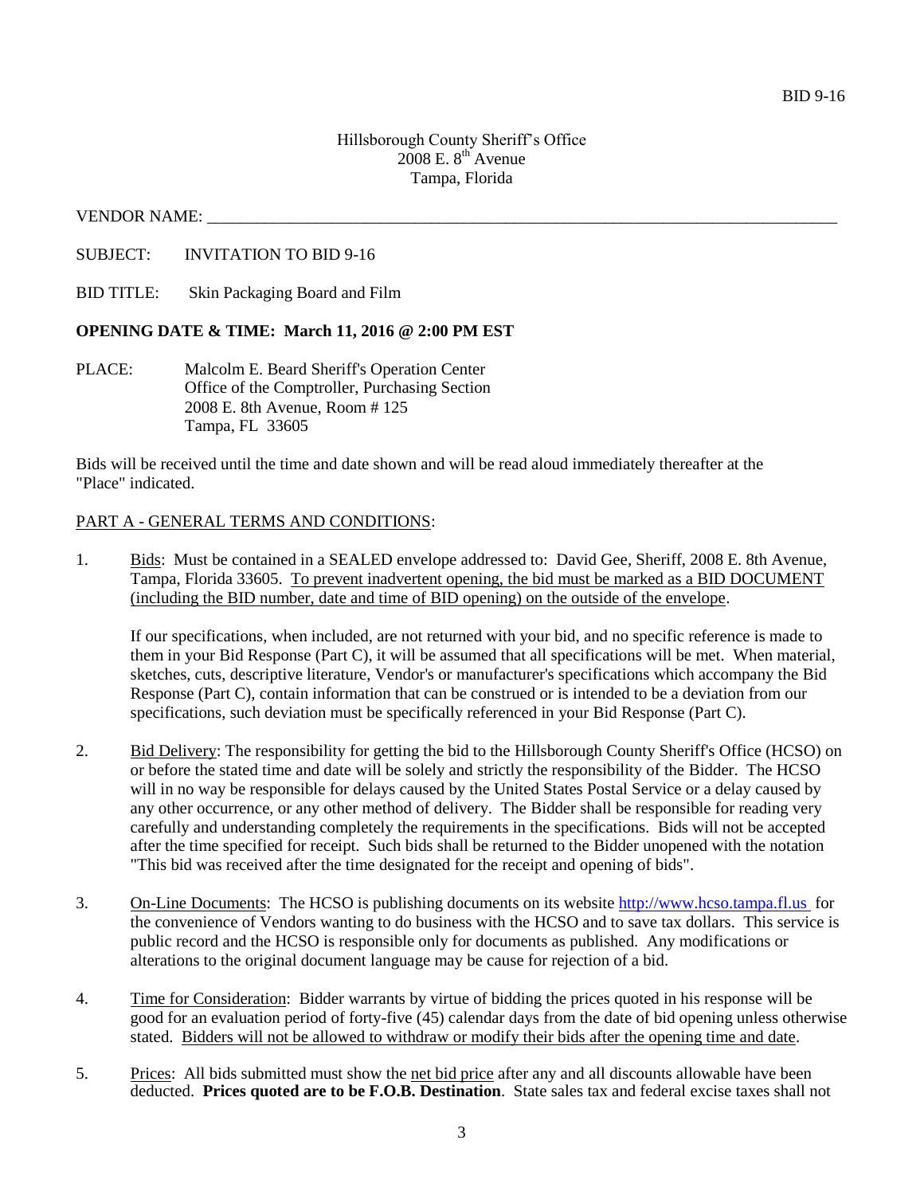BID 9-16

Hillsborough County Sheriff's Office
2008 E. 8th Avenue
Tampa, Florida

VENDOR NAME: \_\_\_\_\_\_\_\_\_\_\_\_\_\_\_\_\_\_\_\_\_\_\_\_\_\_\_\_\_\_\_\_\_\_\_\_\_\_\_\_\_\_\_\_\_\_\_\_\_\_\_\_\_\_\_\_\_\_\_\_\_\_\_\_\_\_\_\_\_\_\_\_\_\_\_\_

SUBJECT: INVITATION TO BID 9-16

BID TITLE: Skin Packaging Board and Film

**OPENING DATE & TIME: March 11, 2016 @ 2:00 PM EST**

PLACE: Malcolm E. Beard Sheriff's Operation Center
Office of the Comptroller, Purchasing Section
2008 E. 8th Avenue, Room # 125
Tampa, FL 33605

Bids will be received until the time and date shown and will be read aloud immediately thereafter at the "Place" indicated.

PART A - GENERAL TERMS AND CONDITIONS:

1. Bids: Must be contained in a SEALED envelope addressed to: David Gee, Sheriff, 2008 E. 8th Avenue, Tampa, Florida 33605. To prevent inadvertent opening, the bid must be marked as a BID DOCUMENT (including the BID number, date and time of BID opening) on the outside of the envelope.

   If our specifications, when included, are not returned with your bid, and no specific reference is made to them in your Bid Response (Part C), it will be assumed that all specifications will be met. When material, sketches, cuts, descriptive literature, Vendor's or manufacturer's specifications which accompany the Bid Response (Part C), contain information that can be construed or is intended to be a deviation from our specifications, such deviation must be specifically referenced in your Bid Response (Part C).

2. Bid Delivery: The responsibility for getting the bid to the Hillsborough County Sheriff's Office (HCSO) on or before the stated time and date will be solely and strictly the responsibility of the Bidder. The HCSO will in no way be responsible for delays caused by the United States Postal Service or a delay caused by any other occurrence, or any other method of delivery. The Bidder shall be responsible for reading very carefully and understanding completely the requirements in the specifications. Bids will not be accepted after the time specified for receipt. Such bids shall be returned to the Bidder unopened with the notation "This bid was received after the time designated for the receipt and opening of bids".

3. On-Line Documents: The HCSO is publishing documents on its website http://www.hcso.tampa.fl.us for the convenience of Vendors wanting to do business with the HCSO and to save tax dollars. This service is public record and the HCSO is responsible only for documents as published. Any modifications or alterations to the original document language may be cause for rejection of a bid.

4. Time for Consideration: Bidder warrants by virtue of bidding the prices quoted in his response will be good for an evaluation period of forty-five (45) calendar days from the date of bid opening unless otherwise stated. Bidders will not be allowed to withdraw or modify their bids after the opening time and date.

5. Prices: All bids submitted must show the net bid price after any and all discounts allowable have been deducted. **Prices quoted are to be F.O.B. Destination**. State sales tax and federal excise taxes shall not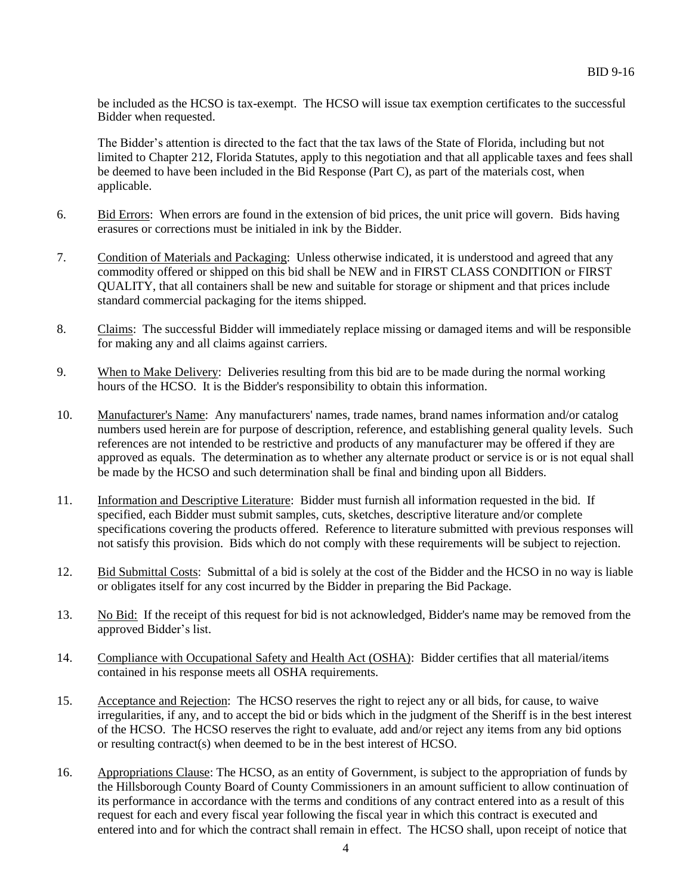be included as the HCSO is tax-exempt. The HCSO will issue tax exemption certificates to the successful Bidder when requested.

The Bidder's attention is directed to the fact that the tax laws of the State of Florida, including but not limited to Chapter 212, Florida Statutes, apply to this negotiation and that all applicable taxes and fees shall be deemed to have been included in the Bid Response (Part C), as part of the materials cost, when applicable.

6. Bid Errors: When errors are found in the extension of bid prices, the unit price will govern. Bids having erasures or corrections must be initialed in ink by the Bidder.

7. Condition of Materials and Packaging: Unless otherwise indicated, it is understood and agreed that any commodity offered or shipped on this bid shall be NEW and in FIRST CLASS CONDITION or FIRST QUALITY, that all containers shall be new and suitable for storage or shipment and that prices include standard commercial packaging for the items shipped.

8. Claims: The successful Bidder will immediately replace missing or damaged items and will be responsible for making any and all claims against carriers.

9. When to Make Delivery: Deliveries resulting from this bid are to be made during the normal working hours of the HCSO. It is the Bidder's responsibility to obtain this information.

10. Manufacturer's Name: Any manufacturers' names, trade names, brand names information and/or catalog numbers used herein are for purpose of description, reference, and establishing general quality levels. Such references are not intended to be restrictive and products of any manufacturer may be offered if they are approved as equals. The determination as to whether any alternate product or service is or is not equal shall be made by the HCSO and such determination shall be final and binding upon all Bidders.

11. Information and Descriptive Literature: Bidder must furnish all information requested in the bid. If specified, each Bidder must submit samples, cuts, sketches, descriptive literature and/or complete specifications covering the products offered. Reference to literature submitted with previous responses will not satisfy this provision. Bids which do not comply with these requirements will be subject to rejection.

12. Bid Submittal Costs: Submittal of a bid is solely at the cost of the Bidder and the HCSO in no way is liable or obligates itself for any cost incurred by the Bidder in preparing the Bid Package.

13. No Bid: If the receipt of this request for bid is not acknowledged, Bidder's name may be removed from the approved Bidder's list.

14. Compliance with Occupational Safety and Health Act (OSHA): Bidder certifies that all material/items contained in his response meets all OSHA requirements.

15. Acceptance and Rejection: The HCSO reserves the right to reject any or all bids, for cause, to waive irregularities, if any, and to accept the bid or bids which in the judgment of the Sheriff is in the best interest of the HCSO. The HCSO reserves the right to evaluate, add and/or reject any items from any bid options or resulting contract(s) when deemed to be in the best interest of HCSO.

16. Appropriations Clause: The HCSO, as an entity of Government, is subject to the appropriation of funds by the Hillsborough County Board of County Commissioners in an amount sufficient to allow continuation of its performance in accordance with the terms and conditions of any contract entered into as a result of this request for each and every fiscal year following the fiscal year in which this contract is executed and entered into and for which the contract shall remain in effect. The HCSO shall, upon receipt of notice that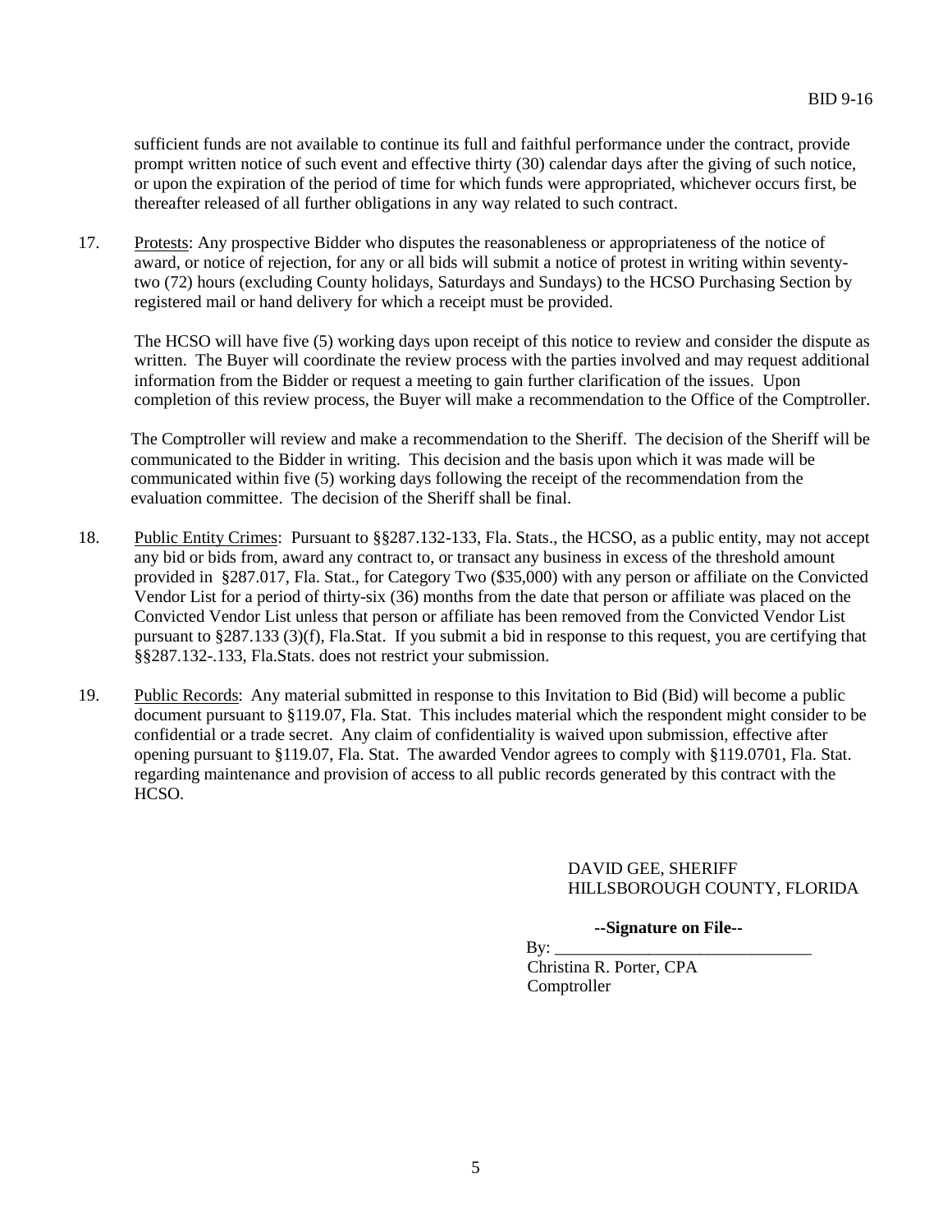sufficient funds are not available to continue its full and faithful performance under the contract, provide prompt written notice of such event and effective thirty (30) calendar days after the giving of such notice, or upon the expiration of the period of time for which funds were appropriated, whichever occurs first, be thereafter released of all further obligations in any way related to such contract.

17. Protests: Any prospective Bidder who disputes the reasonableness or appropriateness of the notice of award, or notice of rejection, for any or all bids will submit a notice of protest in writing within seventy-two (72) hours (excluding County holidays, Saturdays and Sundays) to the HCSO Purchasing Section by registered mail or hand delivery for which a receipt must be provided.

    The HCSO will have five (5) working days upon receipt of this notice to review and consider the dispute as written. The Buyer will coordinate the review process with the parties involved and may request additional information from the Bidder or request a meeting to gain further clarification of the issues. Upon completion of this review process, the Buyer will make a recommendation to the Office of the Comptroller.

    The Comptroller will review and make a recommendation to the Sheriff. The decision of the Sheriff will be communicated to the Bidder in writing. This decision and the basis upon which it was made will be communicated within five (5) working days following the receipt of the recommendation from the evaluation committee. The decision of the Sheriff shall be final.

18. Public Entity Crimes: Pursuant to §§287.132-133, Fla. Stats., the HCSO, as a public entity, may not accept any bid or bids from, award any contract to, or transact any business in excess of the threshold amount provided in §287.017, Fla. Stat., for Category Two ($35,000) with any person or affiliate on the Convicted Vendor List for a period of thirty-six (36) months from the date that person or affiliate was placed on the Convicted Vendor List unless that person or affiliate has been removed from the Convicted Vendor List pursuant to §287.133 (3)(f), Fla.Stat. If you submit a bid in response to this request, you are certifying that §§287.132-.133, Fla.Stats. does not restrict your submission.

19. Public Records: Any material submitted in response to this Invitation to Bid (Bid) will become a public document pursuant to §119.07, Fla. Stat. This includes material which the respondent might consider to be confidential or a trade secret. Any claim of confidentiality is waived upon submission, effective after opening pursuant to §119.07, Fla. Stat. The awarded Vendor agrees to comply with §119.0701, Fla. Stat. regarding maintenance and provision of access to all public records generated by this contract with the HCSO.

DAVID GEE, SHERIFF
HILLSBOROUGH COUNTY, FLORIDA

**--Signature on File--**

By: ______________________________
Christina R. Porter, CPA
Comptroller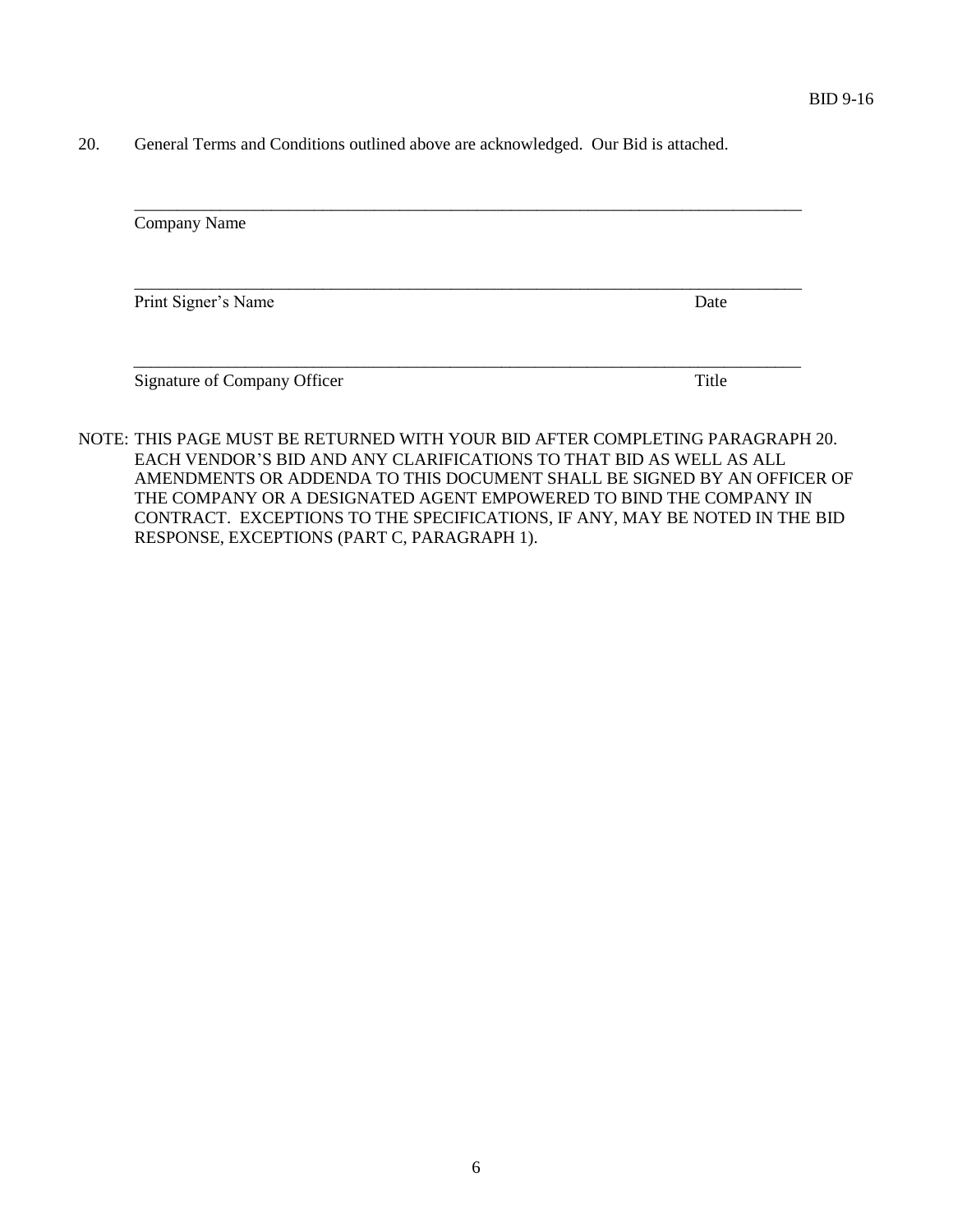20. General Terms and Conditions outlined above are acknowledged. Our Bid is attached.

\_\_\_\_\_\_\_\_\_\_\_\_\_\_\_\_\_\_\_\_\_\_\_\_\_\_\_\_\_\_\_\_\_\_\_\_\_\_\_\_\_\_\_\_\_\_\_\_\_\_\_\_\_\_\_\_\_\_\_\_\_\_\_\_\_\_\_\_\_\_\_\_

Company Name

\_\_\_\_\_\_\_\_\_\_\_\_\_\_\_\_\_\_\_\_\_\_\_\_\_\_\_\_\_\_\_\_\_\_\_\_\_\_\_\_\_\_\_\_\_\_\_\_\_\_\_\_\_\_\_\_\_\_\_\_\_\_\_\_\_\_\_\_\_\_\_\_

Print Signer's Name                                                                                    Date

\_\_\_\_\_\_\_\_\_\_\_\_\_\_\_\_\_\_\_\_\_\_\_\_\_\_\_\_\_\_\_\_\_\_\_\_\_\_\_\_\_\_\_\_\_\_\_\_\_\_\_\_\_\_\_\_\_\_\_\_\_\_\_\_\_\_\_\_\_\_\_\_

Signature of Company Officer                                                                    Title

NOTE: THIS PAGE MUST BE RETURNED WITH YOUR BID AFTER COMPLETING PARAGRAPH 20. EACH VENDOR'S BID AND ANY CLARIFICATIONS TO THAT BID AS WELL AS ALL AMENDMENTS OR ADDENDA TO THIS DOCUMENT SHALL BE SIGNED BY AN OFFICER OF THE COMPANY OR A DESIGNATED AGENT EMPOWERED TO BIND THE COMPANY IN CONTRACT. EXCEPTIONS TO THE SPECIFICATIONS, IF ANY, MAY BE NOTED IN THE BID RESPONSE, EXCEPTIONS (PART C, PARAGRAPH 1).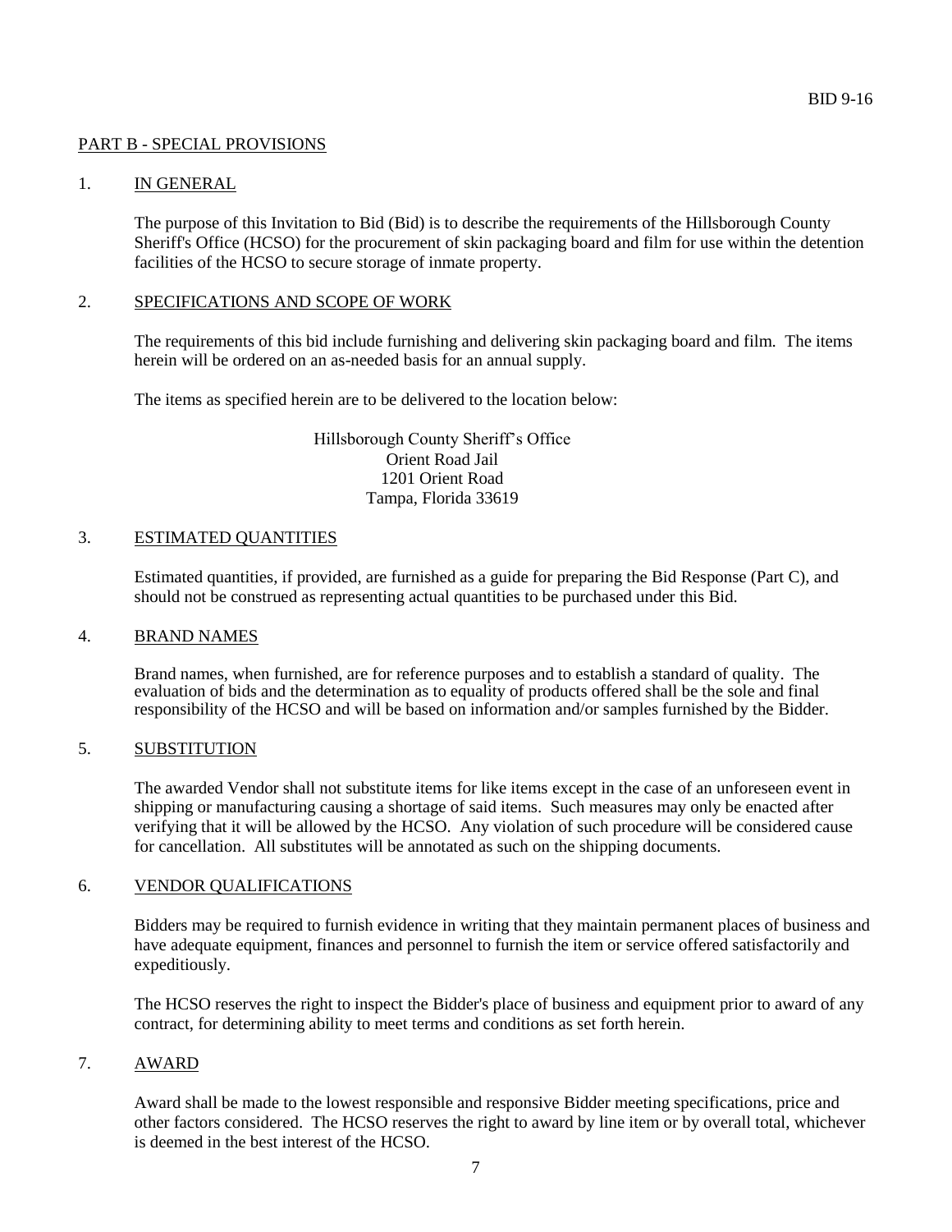## PART B - SPECIAL PROVISIONS

### 1. IN GENERAL

The purpose of this Invitation to Bid (Bid) is to describe the requirements of the Hillsborough County Sheriff's Office (HCSO) for the procurement of skin packaging board and film for use within the detention facilities of the HCSO to secure storage of inmate property.

### 2. SPECIFICATIONS AND SCOPE OF WORK

The requirements of this bid include furnishing and delivering skin packaging board and film. The items herein will be ordered on an as-needed basis for an annual supply.

The items as specified herein are to be delivered to the location below:

Hillsborough County Sheriff's Office
Orient Road Jail
1201 Orient Road
Tampa, Florida 33619

### 3. ESTIMATED QUANTITIES

Estimated quantities, if provided, are furnished as a guide for preparing the Bid Response (Part C), and should not be construed as representing actual quantities to be purchased under this Bid.

### 4. BRAND NAMES

Brand names, when furnished, are for reference purposes and to establish a standard of quality. The evaluation of bids and the determination as to equality of products offered shall be the sole and final responsibility of the HCSO and will be based on information and/or samples furnished by the Bidder.

### 5. SUBSTITUTION

The awarded Vendor shall not substitute items for like items except in the case of an unforeseen event in shipping or manufacturing causing a shortage of said items. Such measures may only be enacted after verifying that it will be allowed by the HCSO. Any violation of such procedure will be considered cause for cancellation. All substitutes will be annotated as such on the shipping documents.

### 6. VENDOR QUALIFICATIONS

Bidders may be required to furnish evidence in writing that they maintain permanent places of business and have adequate equipment, finances and personnel to furnish the item or service offered satisfactorily and expeditiously.

The HCSO reserves the right to inspect the Bidder's place of business and equipment prior to award of any contract, for determining ability to meet terms and conditions as set forth herein.

### 7. AWARD

Award shall be made to the lowest responsible and responsive Bidder meeting specifications, price and other factors considered. The HCSO reserves the right to award by line item or by overall total, whichever is deemed in the best interest of the HCSO.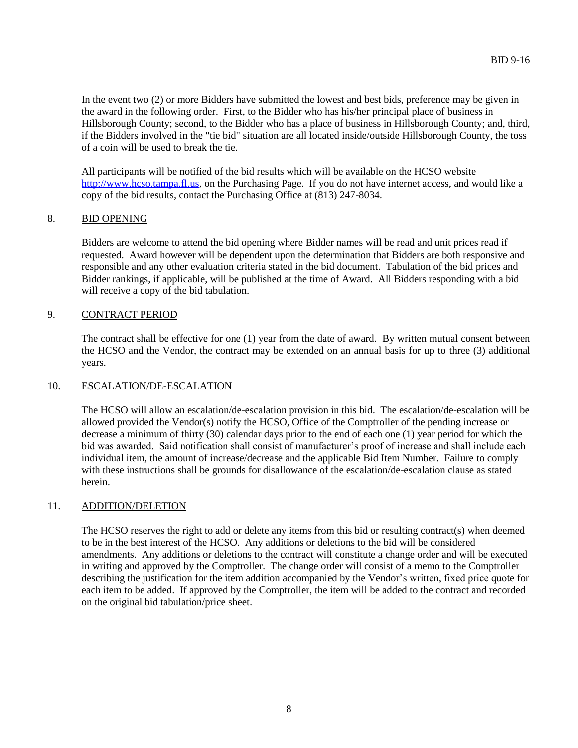In the event two (2) or more Bidders have submitted the lowest and best bids, preference may be given in the award in the following order. First, to the Bidder who has his/her principal place of business in Hillsborough County; second, to the Bidder who has a place of business in Hillsborough County; and, third, if the Bidders involved in the "tie bid" situation are all located inside/outside Hillsborough County, the toss of a coin will be used to break the tie.

All participants will be notified of the bid results which will be available on the HCSO website http://www.hcso.tampa.fl.us, on the Purchasing Page. If you do not have internet access, and would like a copy of the bid results, contact the Purchasing Office at (813) 247-8034.

8. BID OPENING

Bidders are welcome to attend the bid opening where Bidder names will be read and unit prices read if requested. Award however will be dependent upon the determination that Bidders are both responsive and responsible and any other evaluation criteria stated in the bid document. Tabulation of the bid prices and Bidder rankings, if applicable, will be published at the time of Award. All Bidders responding with a bid will receive a copy of the bid tabulation.

9. CONTRACT PERIOD

The contract shall be effective for one (1) year from the date of award. By written mutual consent between the HCSO and the Vendor, the contract may be extended on an annual basis for up to three (3) additional years.

10. ESCALATION/DE-ESCALATION

The HCSO will allow an escalation/de-escalation provision in this bid. The escalation/de-escalation will be allowed provided the Vendor(s) notify the HCSO, Office of the Comptroller of the pending increase or decrease a minimum of thirty (30) calendar days prior to the end of each one (1) year period for which the bid was awarded. Said notification shall consist of manufacturer's proof of increase and shall include each individual item, the amount of increase/decrease and the applicable Bid Item Number. Failure to comply with these instructions shall be grounds for disallowance of the escalation/de-escalation clause as stated herein.

11. ADDITION/DELETION

The HCSO reserves the right to add or delete any items from this bid or resulting contract(s) when deemed to be in the best interest of the HCSO. Any additions or deletions to the bid will be considered amendments. Any additions or deletions to the contract will constitute a change order and will be executed in writing and approved by the Comptroller. The change order will consist of a memo to the Comptroller describing the justification for the item addition accompanied by the Vendor's written, fixed price quote for each item to be added. If approved by the Comptroller, the item will be added to the contract and recorded on the original bid tabulation/price sheet.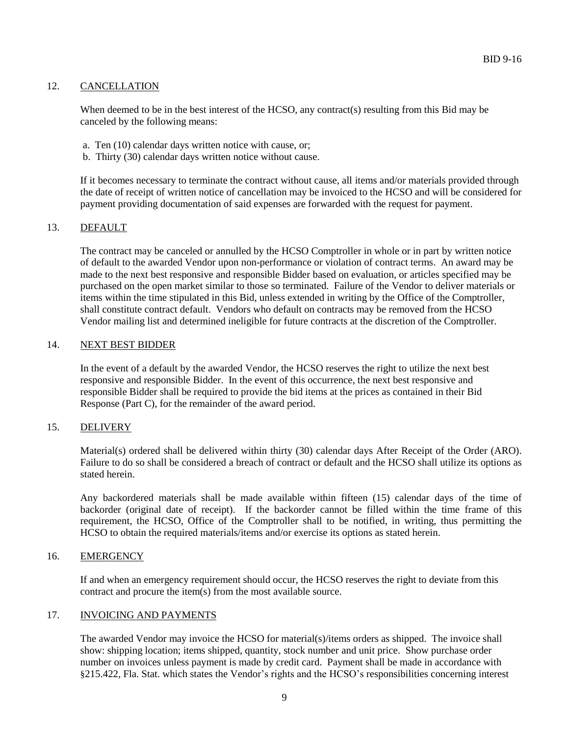## 12. CANCELLATION

When deemed to be in the best interest of the HCSO, any contract(s) resulting from this Bid may be canceled by the following means:

a. Ten (10) calendar days written notice with cause, or;
b. Thirty (30) calendar days written notice without cause.

If it becomes necessary to terminate the contract without cause, all items and/or materials provided through the date of receipt of written notice of cancellation may be invoiced to the HCSO and will be considered for payment providing documentation of said expenses are forwarded with the request for payment.

## 13. DEFAULT

The contract may be canceled or annulled by the HCSO Comptroller in whole or in part by written notice of default to the awarded Vendor upon non-performance or violation of contract terms. An award may be made to the next best responsive and responsible Bidder based on evaluation, or articles specified may be purchased on the open market similar to those so terminated. Failure of the Vendor to deliver materials or items within the time stipulated in this Bid, unless extended in writing by the Office of the Comptroller, shall constitute contract default. Vendors who default on contracts may be removed from the HCSO Vendor mailing list and determined ineligible for future contracts at the discretion of the Comptroller.

## 14. NEXT BEST BIDDER

In the event of a default by the awarded Vendor, the HCSO reserves the right to utilize the next best responsive and responsible Bidder. In the event of this occurrence, the next best responsive and responsible Bidder shall be required to provide the bid items at the prices as contained in their Bid Response (Part C), for the remainder of the award period.

## 15. DELIVERY

Material(s) ordered shall be delivered within thirty (30) calendar days After Receipt of the Order (ARO). Failure to do so shall be considered a breach of contract or default and the HCSO shall utilize its options as stated herein.

Any backordered materials shall be made available within fifteen (15) calendar days of the time of backorder (original date of receipt). If the backorder cannot be filled within the time frame of this requirement, the HCSO, Office of the Comptroller shall to be notified, in writing, thus permitting the HCSO to obtain the required materials/items and/or exercise its options as stated herein.

## 16. EMERGENCY

If and when an emergency requirement should occur, the HCSO reserves the right to deviate from this contract and procure the item(s) from the most available source.

## 17. INVOICING AND PAYMENTS

The awarded Vendor may invoice the HCSO for material(s)/items orders as shipped. The invoice shall show: shipping location; items shipped, quantity, stock number and unit price. Show purchase order number on invoices unless payment is made by credit card. Payment shall be made in accordance with §215.422, Fla. Stat. which states the Vendor's rights and the HCSO's responsibilities concerning interest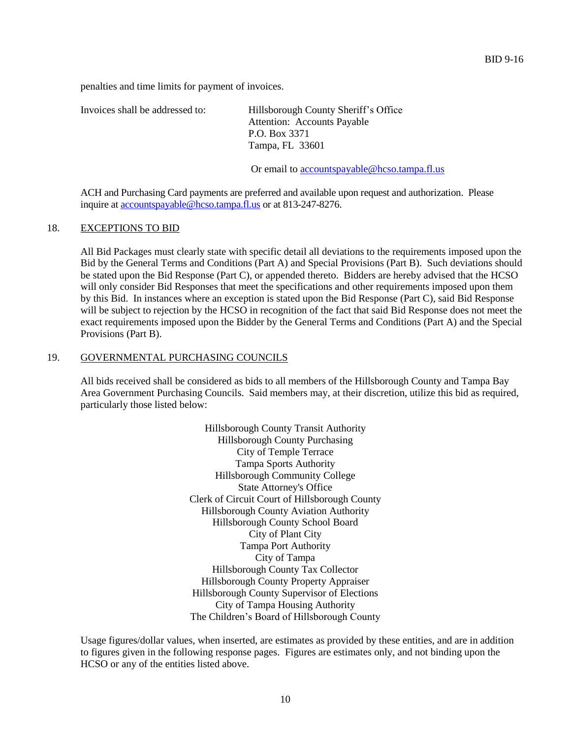penalties and time limits for payment of invoices.

Invoices shall be addressed to:

Hillsborough County Sheriff's Office
Attention: Accounts Payable
P.O. Box 3371
Tampa, FL 33601

Or email to accountspayable@hcso.tampa.fl.us

ACH and Purchasing Card payments are preferred and available upon request and authorization. Please inquire at accountspayable@hcso.tampa.fl.us or at 813-247-8276.

## 18. EXCEPTIONS TO BID

All Bid Packages must clearly state with specific detail all deviations to the requirements imposed upon the Bid by the General Terms and Conditions (Part A) and Special Provisions (Part B). Such deviations should be stated upon the Bid Response (Part C), or appended thereto. Bidders are hereby advised that the HCSO will only consider Bid Responses that meet the specifications and other requirements imposed upon them by this Bid. In instances where an exception is stated upon the Bid Response (Part C), said Bid Response will be subject to rejection by the HCSO in recognition of the fact that said Bid Response does not meet the exact requirements imposed upon the Bidder by the General Terms and Conditions (Part A) and the Special Provisions (Part B).

## 19. GOVERNMENTAL PURCHASING COUNCILS

All bids received shall be considered as bids to all members of the Hillsborough County and Tampa Bay Area Government Purchasing Councils. Said members may, at their discretion, utilize this bid as required, particularly those listed below:

Hillsborough County Transit Authority
Hillsborough County Purchasing
City of Temple Terrace
Tampa Sports Authority
Hillsborough Community College
State Attorney's Office
Clerk of Circuit Court of Hillsborough County
Hillsborough County Aviation Authority
Hillsborough County School Board
City of Plant City
Tampa Port Authority
City of Tampa
Hillsborough County Tax Collector
Hillsborough County Property Appraiser
Hillsborough County Supervisor of Elections
City of Tampa Housing Authority
The Children's Board of Hillsborough County

Usage figures/dollar values, when inserted, are estimates as provided by these entities, and are in addition to figures given in the following response pages. Figures are estimates only, and not binding upon the HCSO or any of the entities listed above.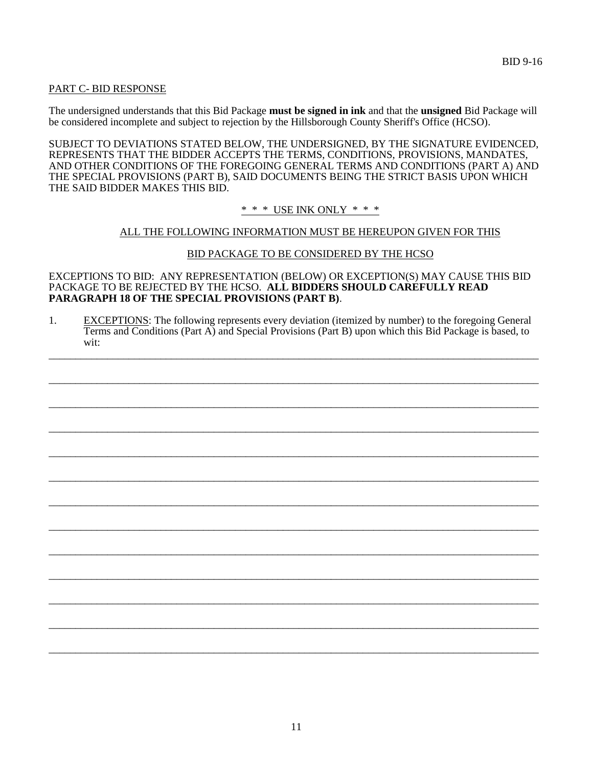PART C- BID RESPONSE

The undersigned understands that this Bid Package **must be signed in ink** and that the **unsigned** Bid Package will be considered incomplete and subject to rejection by the Hillsborough County Sheriff's Office (HCSO).

SUBJECT TO DEVIATIONS STATED BELOW, THE UNDERSIGNED, BY THE SIGNATURE EVIDENCED, REPRESENTS THAT THE BIDDER ACCEPTS THE TERMS, CONDITIONS, PROVISIONS, MANDATES, AND OTHER CONDITIONS OF THE FOREGOING GENERAL TERMS AND CONDITIONS (PART A) AND THE SPECIAL PROVISIONS (PART B), SAID DOCUMENTS BEING THE STRICT BASIS UPON WHICH THE SAID BIDDER MAKES THIS BID.

\* \* \* USE INK ONLY \* \* \*

ALL THE FOLLOWING INFORMATION MUST BE HEREUPON GIVEN FOR THIS

BID PACKAGE TO BE CONSIDERED BY THE HCSO

EXCEPTIONS TO BID: ANY REPRESENTATION (BELOW) OR EXCEPTION(S) MAY CAUSE THIS BID PACKAGE TO BE REJECTED BY THE HCSO. **ALL BIDDERS SHOULD CAREFULLY READ PARAGRAPH 18 OF THE SPECIAL PROVISIONS (PART B)**.

1. EXCEPTIONS: The following represents every deviation (itemized by number) to the foregoing General Terms and Conditions (Part A) and Special Provisions (Part B) upon which this Bid Package is based, to wit:

______________________________________________________________________________

______________________________________________________________________________

______________________________________________________________________________

______________________________________________________________________________

______________________________________________________________________________

______________________________________________________________________________

______________________________________________________________________________

______________________________________________________________________________

______________________________________________________________________________

______________________________________________________________________________

______________________________________________________________________________

______________________________________________________________________________

______________________________________________________________________________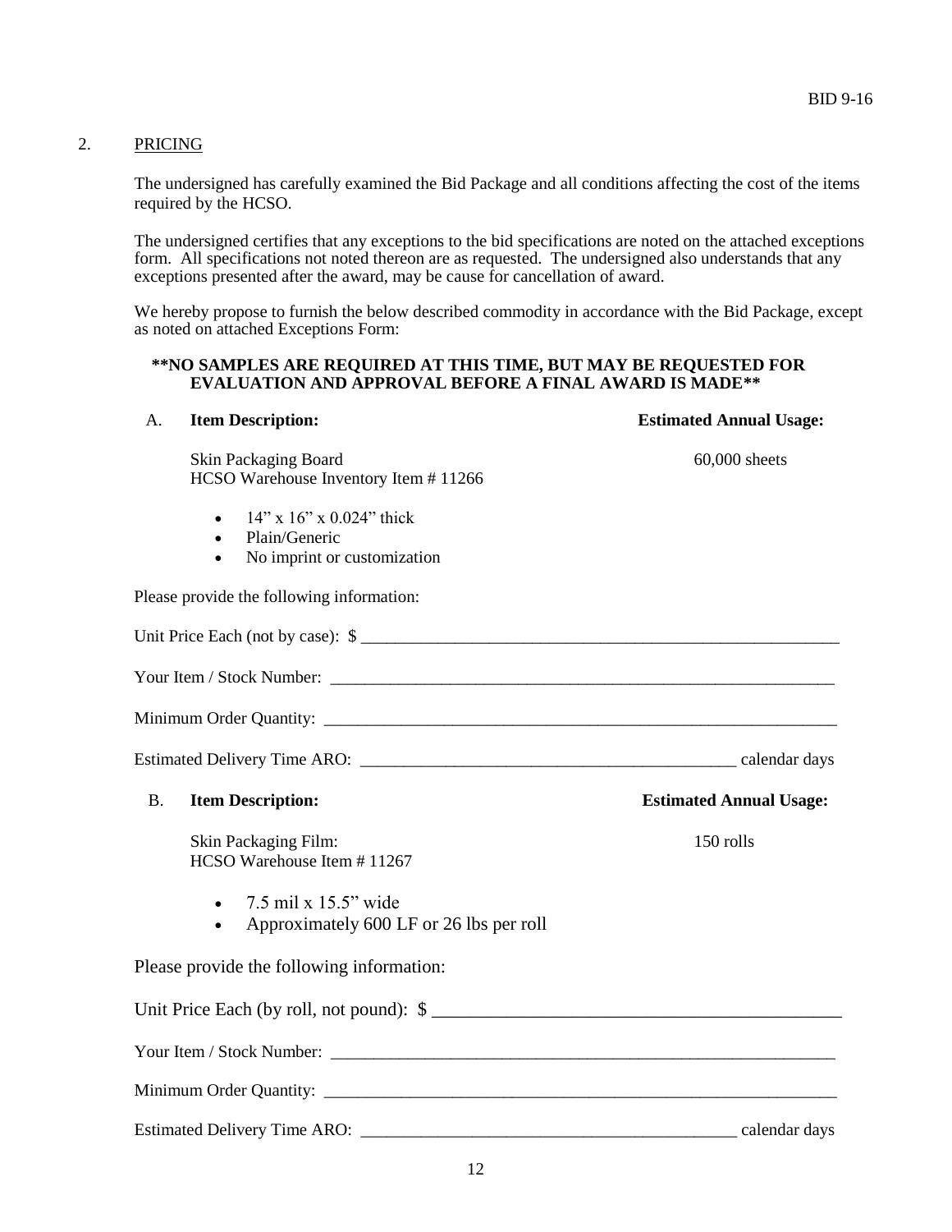## 2. PRICING

The undersigned has carefully examined the Bid Package and all conditions affecting the cost of the items required by the HCSO.

The undersigned certifies that any exceptions to the bid specifications are noted on the attached exceptions form. All specifications not noted thereon are as requested. The undersigned also understands that any exceptions presented after the award, may be cause for cancellation of award.

We hereby propose to furnish the below described commodity in accordance with the Bid Package, except as noted on attached Exceptions Form:

**\*\*NO SAMPLES ARE REQUIRED AT THIS TIME, BUT MAY BE REQUESTED FOR EVALUATION AND APPROVAL BEFORE A FINAL AWARD IS MADE\*\***

A. **Item Description:** **Estimated Annual Usage:**

Skin Packaging Board — 60,000 sheets
HCSO Warehouse Inventory Item # 11266

- 14” x 16” x 0.024” thick
- Plain/Generic
- No imprint or customization

Please provide the following information:

Unit Price Each (not by case): $ ____________________________________________

Your Item / Stock Number: ____________________________________________

Minimum Order Quantity: ____________________________________________

Estimated Delivery Time ARO: ______________________________ calendar days

B. **Item Description:** **Estimated Annual Usage:**

Skin Packaging Film: — 150 rolls
HCSO Warehouse Item # 11267

- 7.5 mil x 15.5” wide
- Approximately 600 LF or 26 lbs per roll

Please provide the following information:

Unit Price Each (by roll, not pound): $ ____________________________________________

Your Item / Stock Number: ____________________________________________

Minimum Order Quantity: ____________________________________________

Estimated Delivery Time ARO: ______________________________ calendar days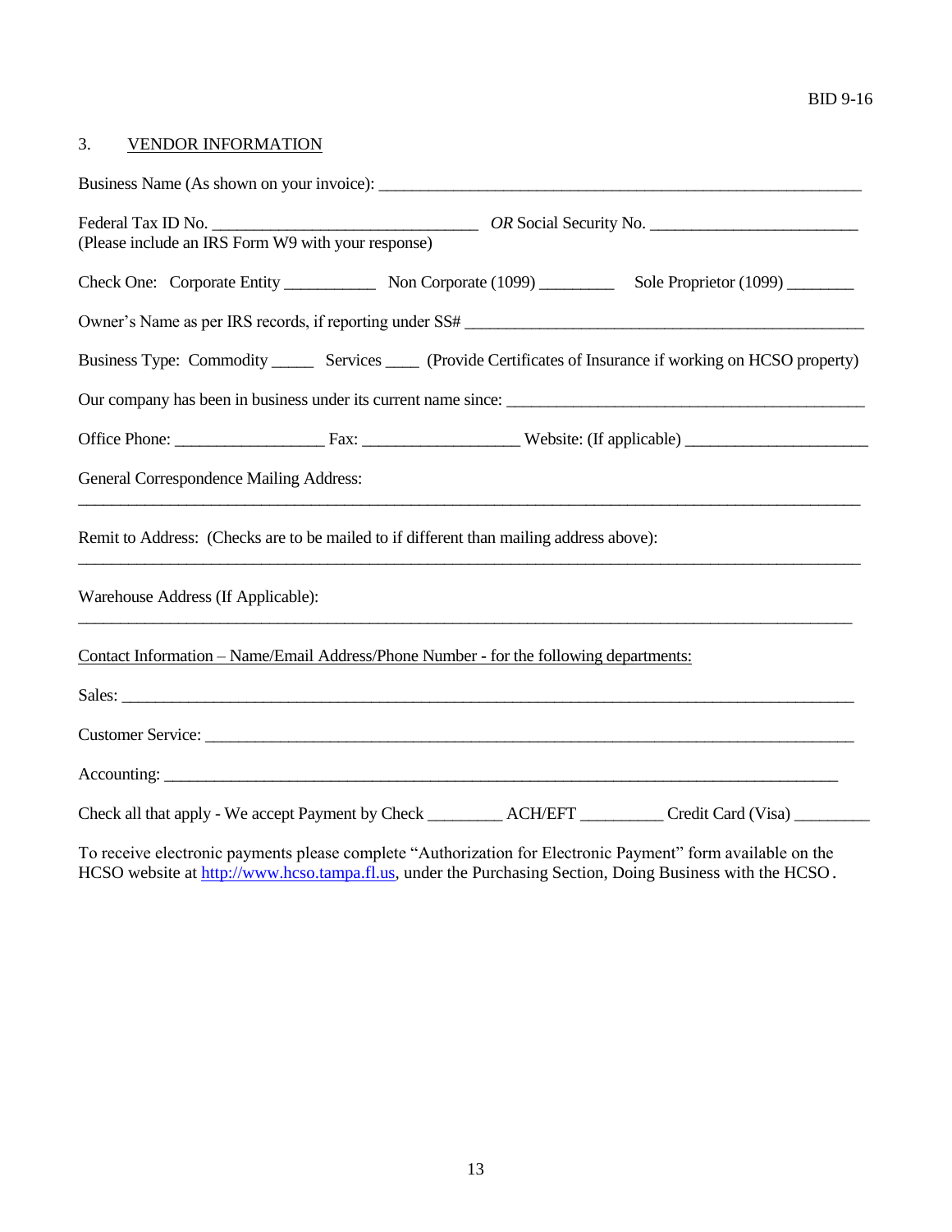BID 9-16

## 3. VENDOR INFORMATION

Business Name (As shown on your invoice): ___________________________________________________________

Federal Tax ID No. _________________________________ *OR* Social Security No. __________________________
(Please include an IRS Form W9 with your response)

Check One: Corporate Entity ___________ Non Corporate (1099) _________ Sole Proprietor (1099) ________

Owner's Name as per IRS records, if reporting under SS# _________________________________________________

Business Type: Commodity _____ Services ____ (Provide Certificates of Insurance if working on HCSO property)

Our company has been in business under its current name since: ____________________________________________

Office Phone: __________________ Fax: ___________________ Website: (If applicable) ______________________

General Correspondence Mailing Address:

_____________________________________________________________________________________________

Remit to Address: (Checks are to be mailed to if different than mailing address above):

_____________________________________________________________________________________________

Warehouse Address (If Applicable):

_____________________________________________________________________________________________

Contact Information – Name/Email Address/Phone Number - for the following departments:

Sales: _________________________________________________________________________________________

Customer Service: ______________________________________________________________________________

Accounting: ____________________________________________________________________________________

Check all that apply - We accept Payment by Check _________ ACH/EFT __________ Credit Card (Visa) _________

To receive electronic payments please complete "Authorization for Electronic Payment" form available on the HCSO website at http://www.hcso.tampa.fl.us, under the Purchasing Section, Doing Business with the HCSO.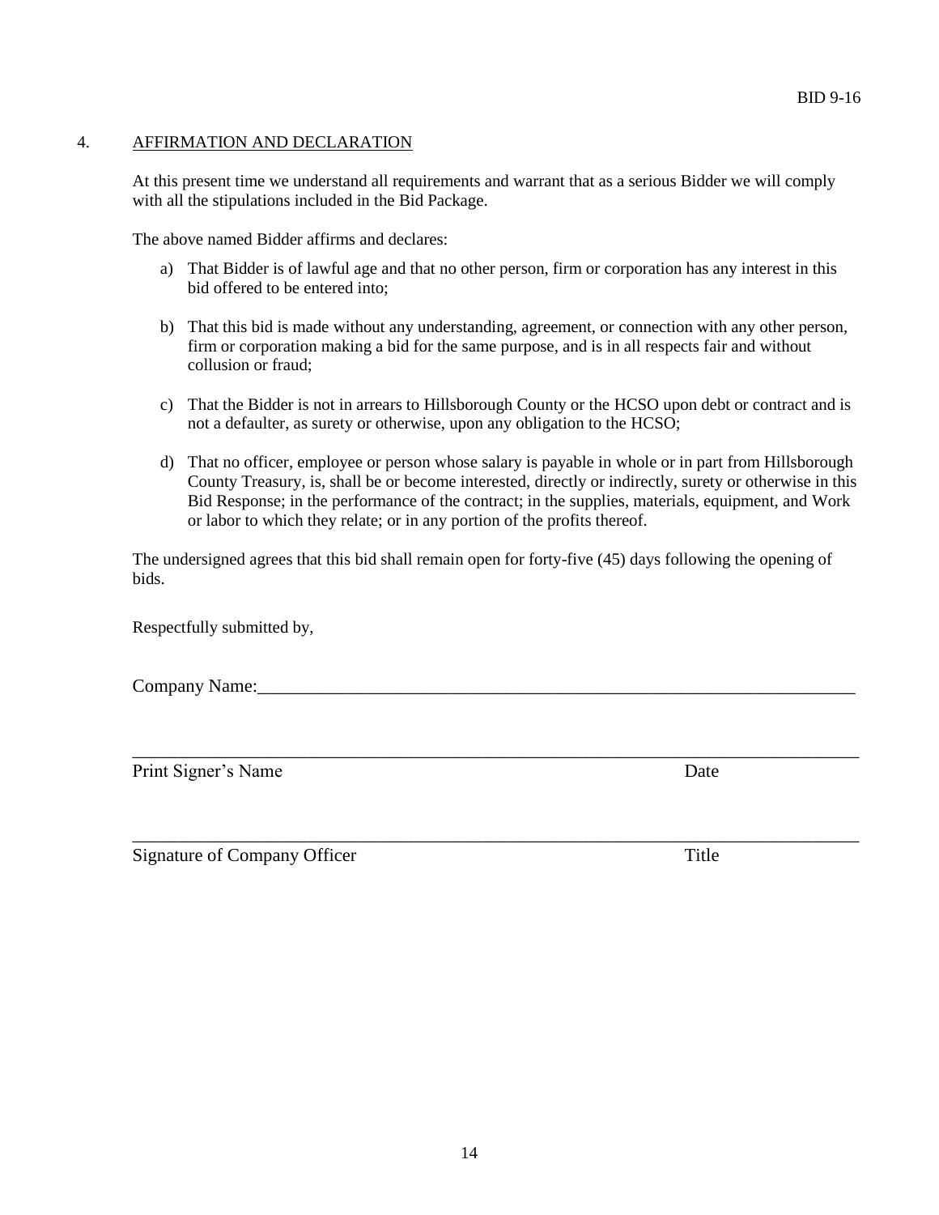## 4. AFFIRMATION AND DECLARATION

At this present time we understand all requirements and warrant that as a serious Bidder we will comply with all the stipulations included in the Bid Package.

The above named Bidder affirms and declares:

a) That Bidder is of lawful age and that no other person, firm or corporation has any interest in this bid offered to be entered into;

b) That this bid is made without any understanding, agreement, or connection with any other person, firm or corporation making a bid for the same purpose, and is in all respects fair and without collusion or fraud;

c) That the Bidder is not in arrears to Hillsborough County or the HCSO upon debt or contract and is not a defaulter, as surety or otherwise, upon any obligation to the HCSO;

d) That no officer, employee or person whose salary is payable in whole or in part from Hillsborough County Treasury, is, shall be or become interested, directly or indirectly, surety or otherwise in this Bid Response; in the performance of the contract; in the supplies, materials, equipment, and Work or labor to which they relate; or in any portion of the profits thereof.

The undersigned agrees that this bid shall remain open for forty-five (45) days following the opening of bids.

Respectfully submitted by,

Company Name:_______________________________________________________________________

_______________________________________________________________________________

Print Signer's Name                                                                                    Date

_______________________________________________________________________________

Signature of Company Officer                                                                     Title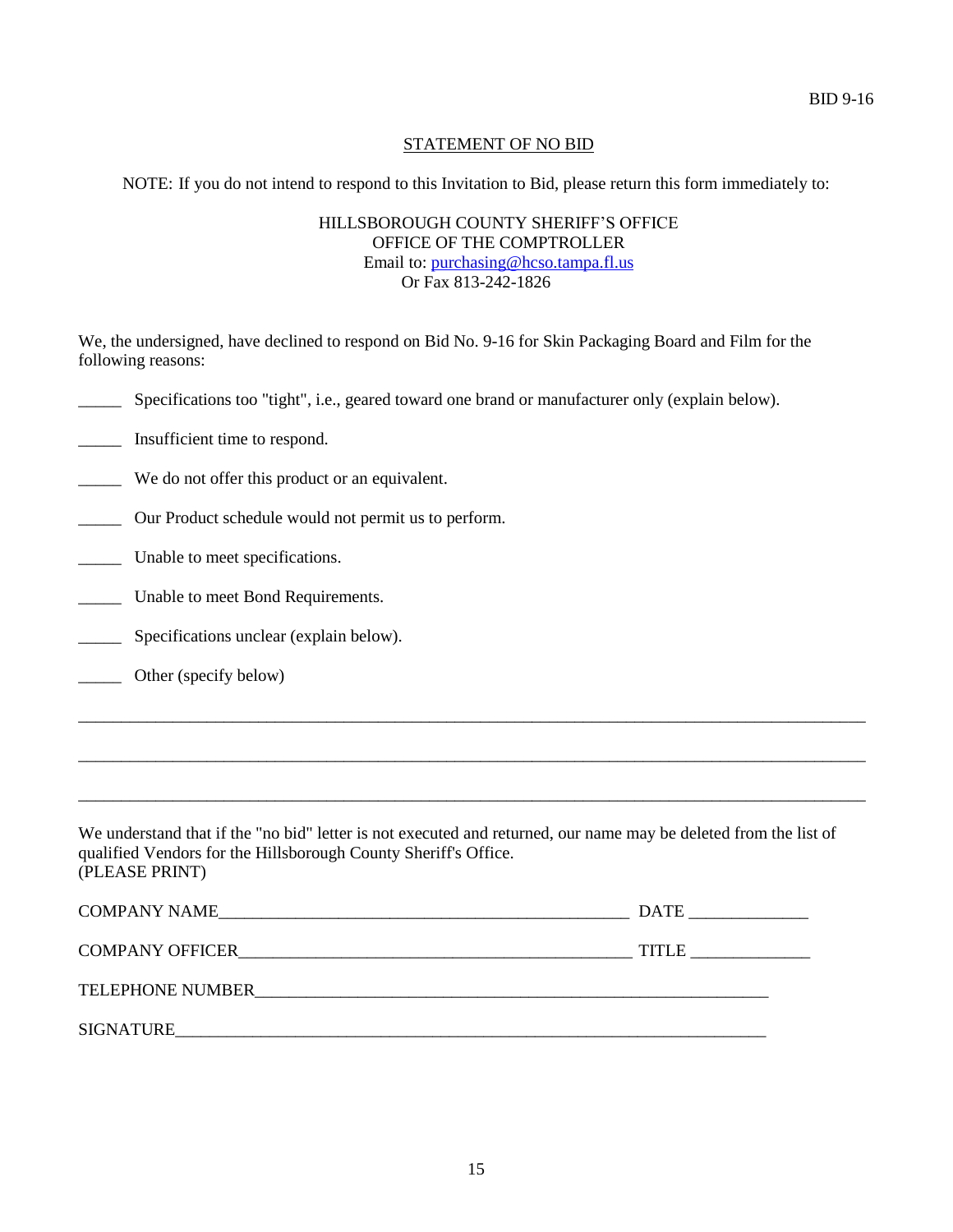BID 9-16

# STATEMENT OF NO BID

NOTE: If you do not intend to respond to this Invitation to Bid, please return this form immediately to:

HILLSBOROUGH COUNTY SHERIFF'S OFFICE
OFFICE OF THE COMPTROLLER
Email to: purchasing@hcso.tampa.fl.us
Or Fax 813-242-1826

We, the undersigned, have declined to respond on Bid No. 9-16 for Skin Packaging Board and Film for the following reasons:

_____ Specifications too "tight", i.e., geared toward one brand or manufacturer only (explain below).

_____ Insufficient time to respond.

_____ We do not offer this product or an equivalent.

_____ Our Product schedule would not permit us to perform.

_____ Unable to meet specifications.

_____ Unable to meet Bond Requirements.

_____ Specifications unclear (explain below).

_____ Other (specify below)

_______________________________________________________________________________

_______________________________________________________________________________

_______________________________________________________________________________

We understand that if the "no bid" letter is not executed and returned, our name may be deleted from the list of qualified Vendors for the Hillsborough County Sheriff's Office.
(PLEASE PRINT)

COMPANY NAME_________________________________________ DATE _____________

COMPANY OFFICER_______________________________________ TITLE _____________

TELEPHONE NUMBER_____________________________________________________

SIGNATURE___________________________________________________________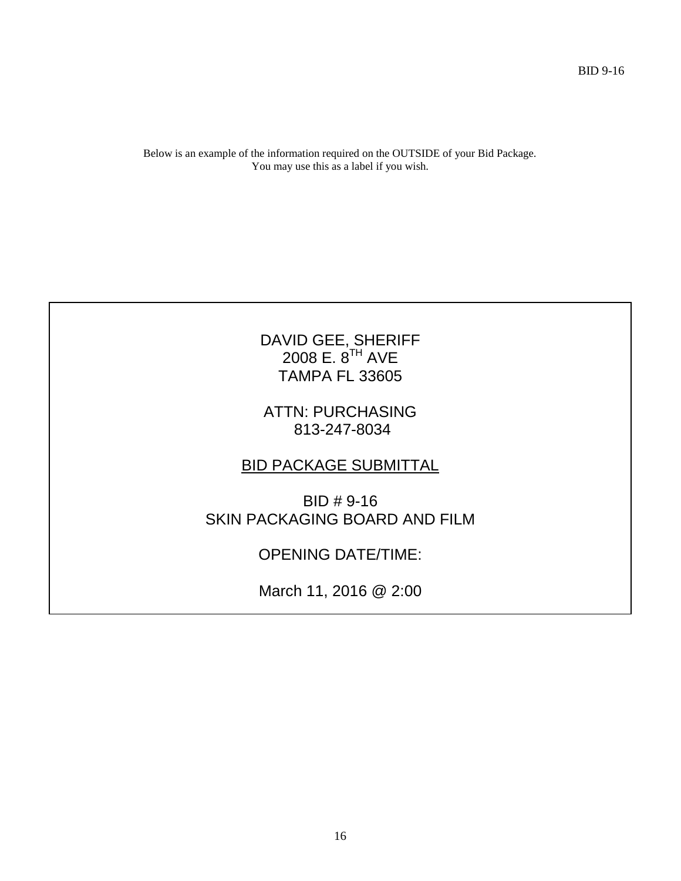Below is an example of the information required on the OUTSIDE of your Bid Package.
You may use this as a label if you wish.

DAVID GEE, SHERIFF
2008 E. 8TH AVE
TAMPA FL 33605

ATTN: PURCHASING
813-247-8034

<u>BID PACKAGE SUBMITTAL</u>

BID # 9-16
SKIN PACKAGING BOARD AND FILM

OPENING DATE/TIME:

March 11, 2016 @ 2:00